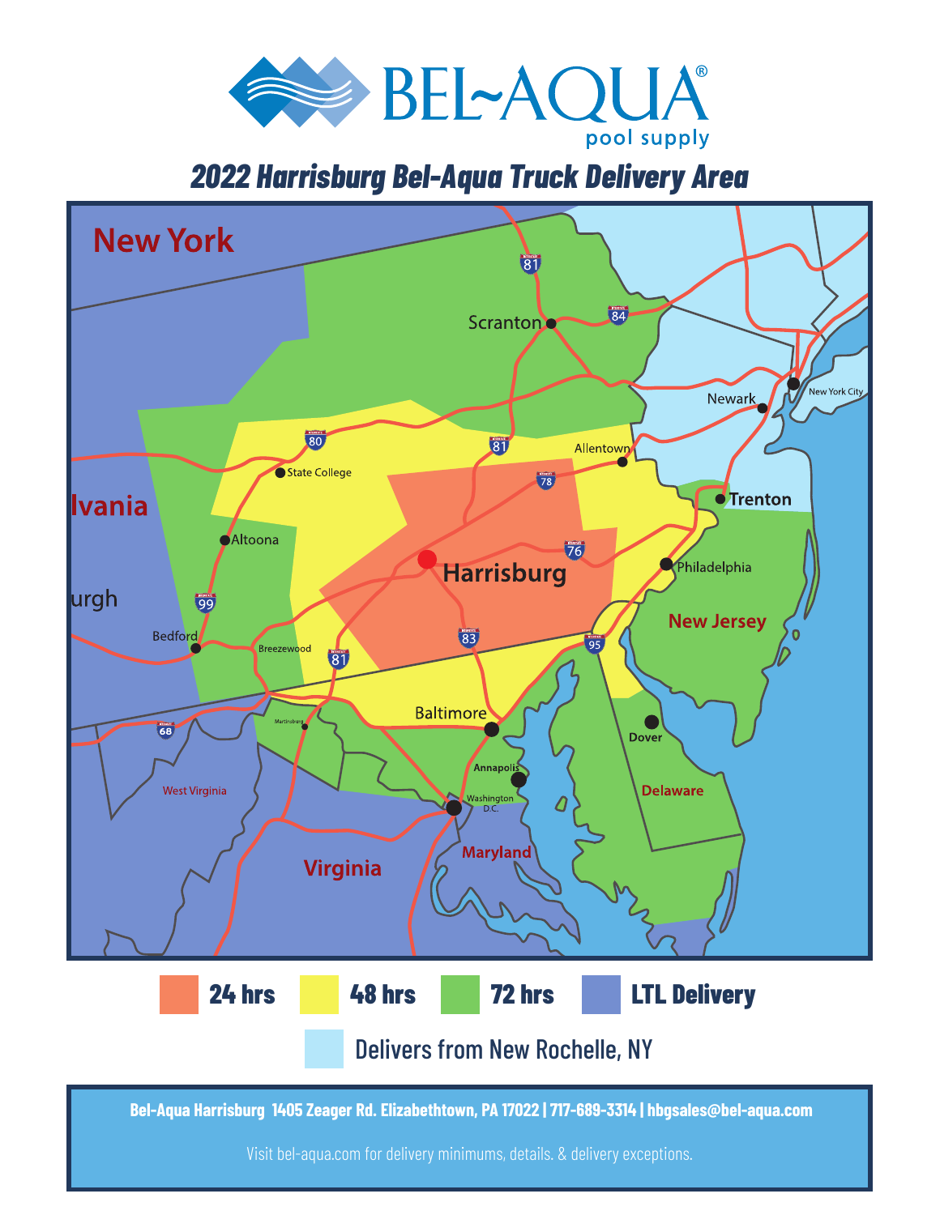# BEL~AQUA®

pool supply

## 2022 Harrisburg Bel-Aqua Truck Delivery Area

New York

Scranton

Newark

New York City

State College

Allentown

Trenton

lvania

Altoona

Harrisburg

Philadelphia

urgh

New Jersey

Bedford

Breezewood

Baltimore

Dover

Martinsburg

Annapolis

West Virginia

Washington D.C.

Delaware

Maryland

Virginia

81 84 80 81 78 76 99 81 83 95 68

**24 hrs** **48 hrs** **72 hrs** **LTL Delivery**

Delivers from New Rochelle, NY

**Bel-Aqua Harrisburg 1405 Zeager Rd. Elizabethtown, PA 17022 | 717-689-3314 | hbgsales@bel-aqua.com**

Visit bel-aqua.com for delivery minimums, details. & delivery exceptions.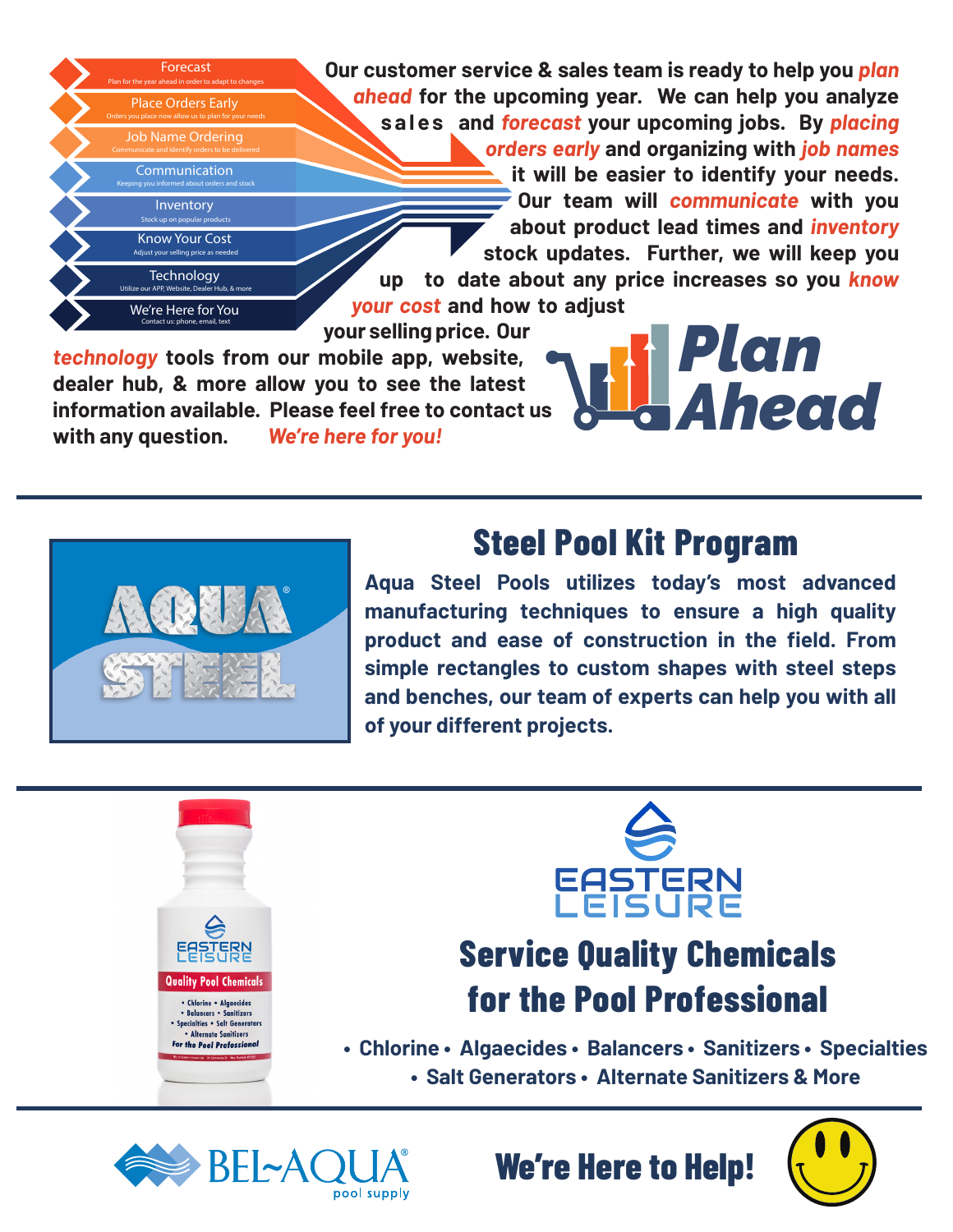Forecast
Plan for the year ahead in order to adapt to changes

Place Orders Early
Orders you place now allow us to plan for your needs

Job Name Ordering
Communicate and identify orders to be delivered

Communication
Keeping you informed about orders and stock

Inventory
Stock up on popular products

Know Your Cost
Adjust your selling price as needed

Technology
Utilize our APP, Website, Dealer Hub, & more

We're Here for You
Contact us: phone, email, text

**Our customer service & sales team is ready to help you *plan ahead* for the upcoming year. We can help you analyze sales and *forecast* your upcoming jobs. By *placing orders early* and organizing with *job names* it will be easier to identify your needs. Our team will *communicate* with you about product lead times and *inventory* stock updates. Further, we will keep you up to date about any price increases so you *know your cost* and how to adjust your selling price. Our *technology* tools from our mobile app, website, dealer hub, & more allow you to see the latest information available. Please feel free to contact us with any question. *We're here for you!***

# Plan Ahead

---

AQUA® STEEL

## Steel Pool Kit Program

**Aqua Steel Pools utilizes today's most advanced manufacturing techniques to ensure a high quality product and ease of construction in the field. From simple rectangles to custom shapes with steel steps and benches, our team of experts can help you with all of your different projects.**

---

EASTERN LEISURE
Quality Pool Chemicals
• Chlorine • Algaecides
• Balancers • Sanitizers
• Specialties • Salt Generators
• Alternate Sanitizers
For the Pool Professional

EASTERN LEISURE

## Service Quality Chemicals for the Pool Professional

**• Chlorine • Algaecides • Balancers • Sanitizers • Specialties • Salt Generators • Alternate Sanitizers & More**

---

BEL~AQUA® pool supply

## We're Here to Help!